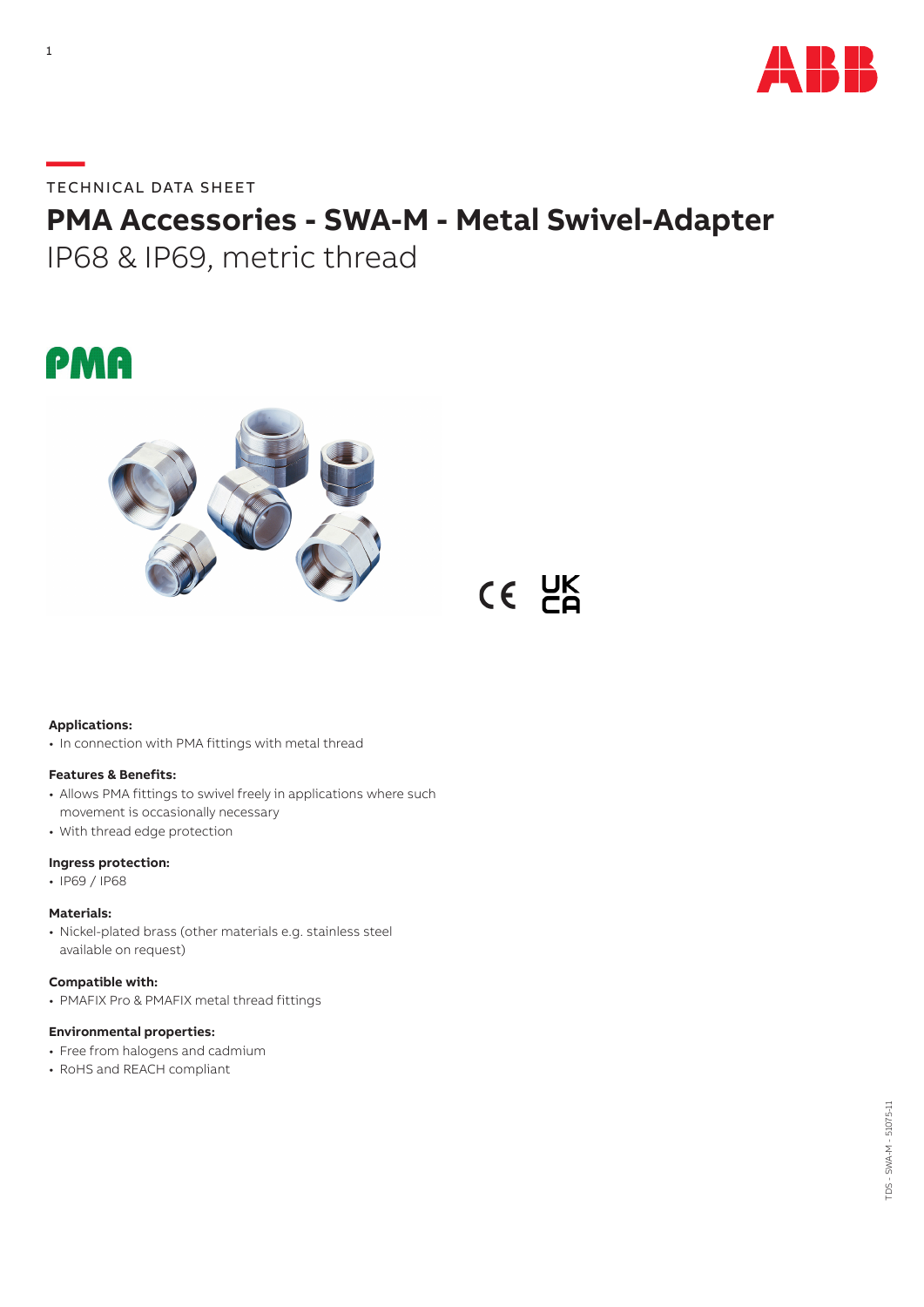TECHNICAL DATA SHEET

# PMA Accessories - SWA-M - Metal Swivel-Adapter

IP68 & IP69, metric thread

**Applications:**

- In connection with PMA fittings with metal thread

**Features & Benefits:**

- Allows PMA fittings to swivel freely in applications where such movement is occasionally necessary
- With thread edge protection

**Ingress protection:**

- IP69 / IP68

**Materials:**

- Nickel-plated brass (other materials e.g. stainless steel available on request)

**Compatible with:**

- PMAFIX Pro & PMAFIX metal thread fittings

**Environmental properties:**

- Free from halogens and cadmium
- RoHS and REACH compliant

TDS - SWA-M - 51075-11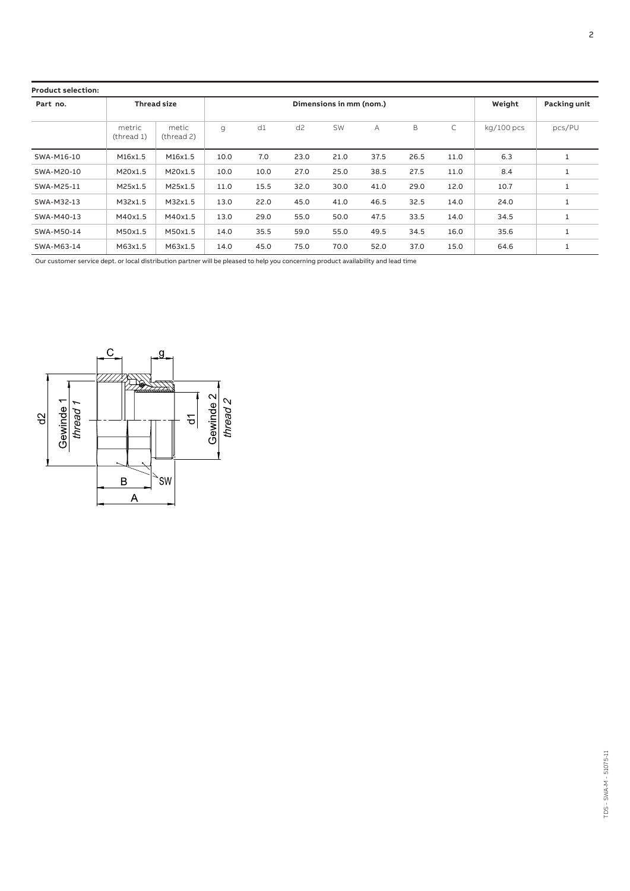**Product selection:**

| Part no. | Thread size | | Dimensions in mm (nom.) | | | | | | | Weight | Packing unit |
|---|---|---|---|---|---|---|---|---|---|---|---|
| | metric (thread 1) | metic (thread 2) | g | d1 | d2 | SW | A | B | C | kg/100 pcs | pcs/PU |
| SWA-M16-10 | M16x1.5 | M16x1.5 | 10.0 | 7.0 | 23.0 | 21.0 | 37.5 | 26.5 | 11.0 | 6.3 | 1 |
| SWA-M20-10 | M20x1.5 | M20x1.5 | 10.0 | 10.0 | 27.0 | 25.0 | 38.5 | 27.5 | 11.0 | 8.4 | 1 |
| SWA-M25-11 | M25x1.5 | M25x1.5 | 11.0 | 15.5 | 32.0 | 30.0 | 41.0 | 29.0 | 12.0 | 10.7 | 1 |
| SWA-M32-13 | M32x1.5 | M32x1.5 | 13.0 | 22.0 | 45.0 | 41.0 | 46.5 | 32.5 | 14.0 | 24.0 | 1 |
| SWA-M40-13 | M40x1.5 | M40x1.5 | 13.0 | 29.0 | 55.0 | 50.0 | 47.5 | 33.5 | 14.0 | 34.5 | 1 |
| SWA-M50-14 | M50x1.5 | M50x1.5 | 14.0 | 35.5 | 59.0 | 55.0 | 49.5 | 34.5 | 16.0 | 35.6 | 1 |
| SWA-M63-14 | M63x1.5 | M63x1.5 | 14.0 | 45.0 | 75.0 | 70.0 | 52.0 | 37.0 | 15.0 | 64.6 | 1 |

Our customer service dept. or local distribution partner will be pleased to help you concerning product availability and lead time

C g d2 Gewinde 1 *thread 1* d1 Gewinde 2 *thread 2* B SW A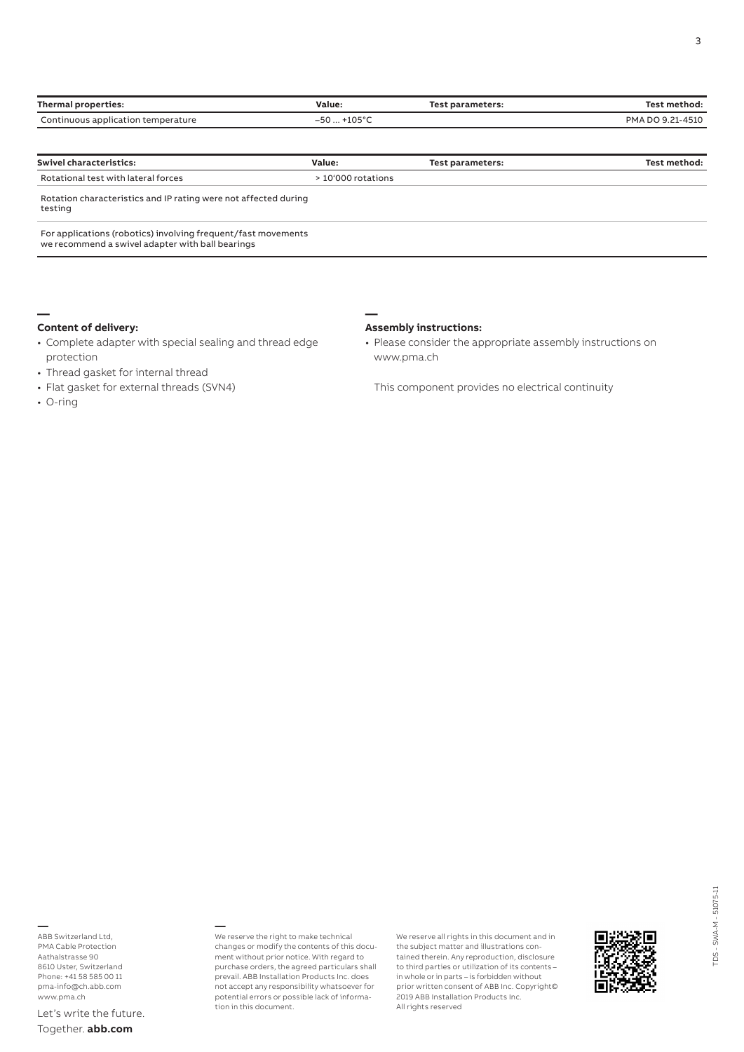| Thermal properties: | Value: | Test parameters: | Test method: |
| --- | --- | --- | --- |
| Continuous application temperature | –50 … +105°C | | PMA DO 9.21-4510 |

| Swivel characteristics: | Value: | Test parameters: | Test method: |
| --- | --- | --- | --- |
| Rotational test with lateral forces | > 10'000 rotations | | |
| Rotation characteristics and IP rating were not affected during testing | | | |
| For applications (robotics) involving frequent/fast movements we recommend a swivel adapter with ball bearings | | | |

## Content of delivery:

- Complete adapter with special sealing and thread edge protection
- Thread gasket for internal thread
- Flat gasket for external threads (SVN4)
- O-ring

## Assembly instructions:

- Please consider the appropriate assembly instructions on www.pma.ch

This component provides no electrical continuity

ABB Switzerland Ltd,
PMA Cable Protection
Aathalstrasse 90
8610 Uster, Switzerland
Phone: +41 58 585 00 11
pma-info@ch.abb.com
www.pma.ch

Let's write the future.
Together. **abb.com**

We reserve the right to make technical changes or modify the contents of this document without prior notice. With regard to purchase orders, the agreed particulars shall prevail. ABB Installation Products Inc. does not accept any responsibility whatsoever for potential errors or possible lack of information in this document.

We reserve all rights in this document and in the subject matter and illustrations contained therein. Any reproduction, disclosure to third parties or utilization of its contents – in whole or in parts – is forbidden without prior written consent of ABB Inc. Copyright© 2019 ABB Installation Products Inc. All rights reserved

TDS - SWA-M - 51075-11